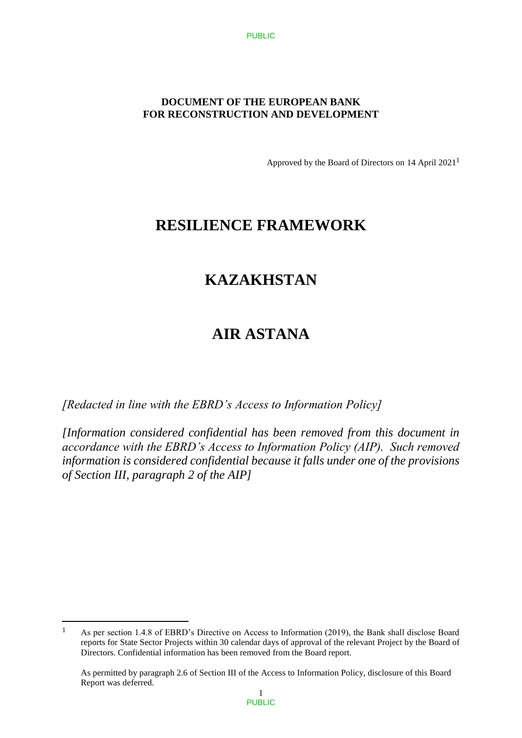**DOCUMENT OF THE EUROPEAN BANK FOR RECONSTRUCTION AND DEVELOPMENT**

Approved by the Board of Directors on 14 April 2021[1]

# RESILIENCE FRAMEWORK

# KAZAKHSTAN

# AIR ASTANA

*[Redacted in line with the EBRD's Access to Information Policy]*

*[Information considered confidential has been removed from this document in accordance with the EBRD's Access to Information Policy (AIP). Such removed information is considered confidential because it falls under one of the provisions of Section III, paragraph 2 of the AIP]*

---

[1] As per section 1.4.8 of EBRD's Directive on Access to Information (2019), the Bank shall disclose Board reports for State Sector Projects within 30 calendar days of approval of the relevant Project by the Board of Directors. Confidential information has been removed from the Board report.

As permitted by paragraph 2.6 of Section III of the Access to Information Policy, disclosure of this Board Report was deferred.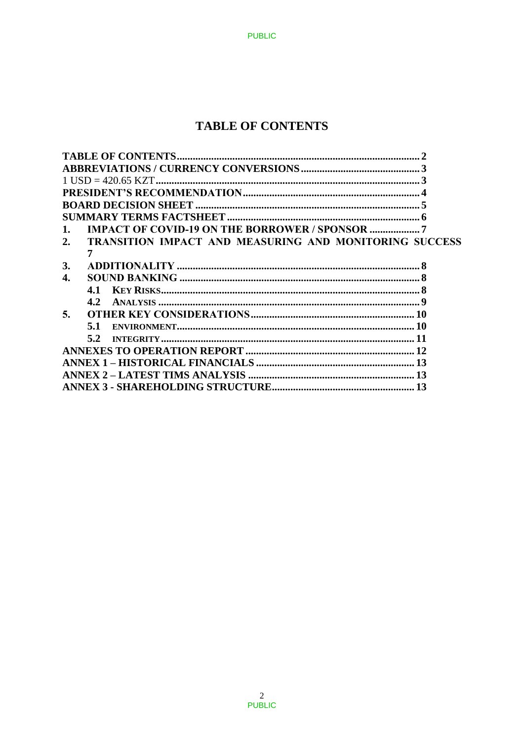# TABLE OF CONTENTS

TABLE OF CONTENTS .......... 2
ABBREVIATIONS / CURRENCY CONVERSIONS .......... 3
1 USD = 420.65 KZT .......... 3
PRESIDENT'S RECOMMENDATION .......... 4
BOARD DECISION SHEET .......... 5
SUMMARY TERMS FACTSHEET .......... 6
1. IMPACT OF COVID-19 ON THE BORROWER / SPONSOR .......... 7
2. TRANSITION IMPACT AND MEASURING AND MONITORING SUCCESS 7
3. ADDITIONALITY .......... 8
4. SOUND BANKING .......... 8
   4.1 KEY RISKS .......... 8
   4.2 ANALYSIS .......... 9
5. OTHER KEY CONSIDERATIONS .......... 10
   5.1 ENVIRONMENT .......... 10
   5.2 INTEGRITY .......... 11
ANNEXES TO OPERATION REPORT .......... 12
ANNEX 1 – HISTORICAL FINANCIALS .......... 13
ANNEX 2 – LATEST TIMS ANALYSIS .......... 13
ANNEX 3 - SHAREHOLDING STRUCTURE .......... 13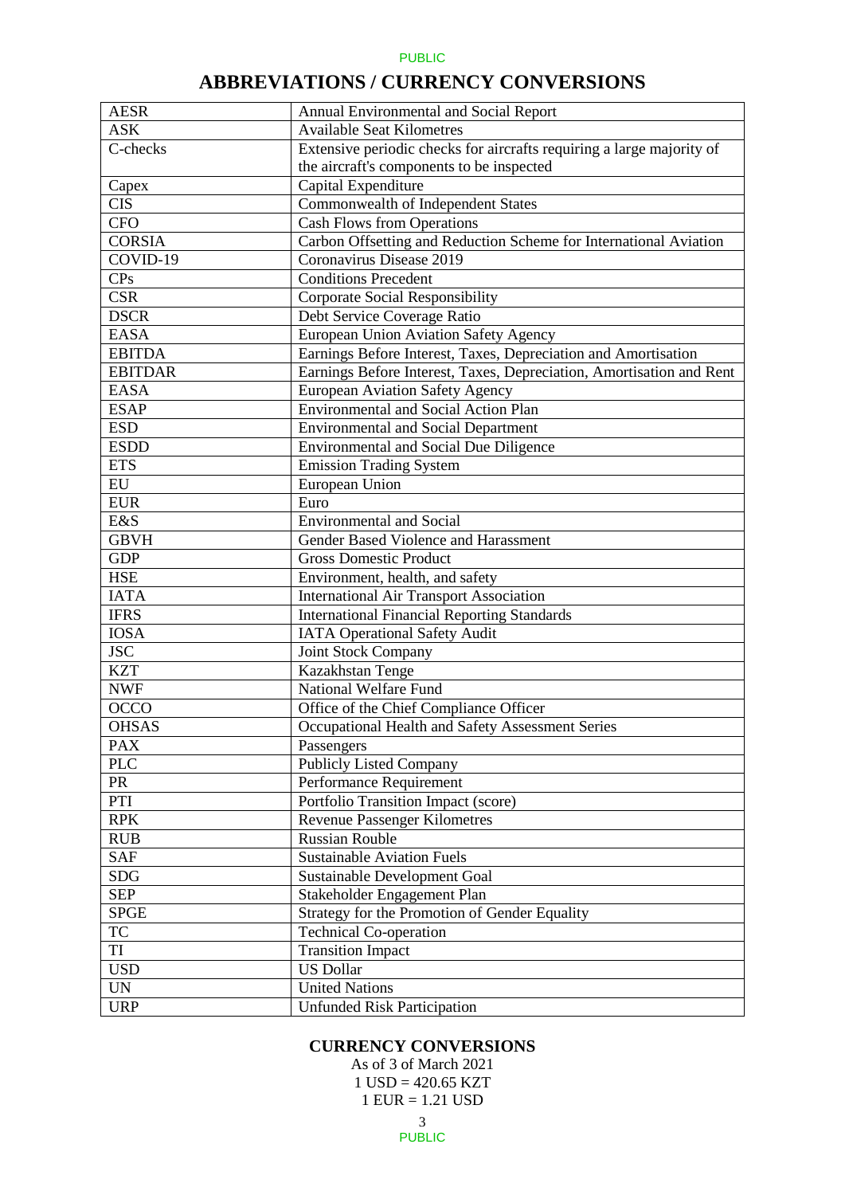# ABBREVIATIONS / CURRENCY CONVERSIONS

| | |
|---|---|
| AESR | Annual Environmental and Social Report |
| ASK | Available Seat Kilometres |
| C-checks | Extensive periodic checks for aircrafts requiring a large majority of the aircraft's components to be inspected |
| Capex | Capital Expenditure |
| CIS | Commonwealth of Independent States |
| CFO | Cash Flows from Operations |
| CORSIA | Carbon Offsetting and Reduction Scheme for International Aviation |
| COVID-19 | Coronavirus Disease 2019 |
| CPs | Conditions Precedent |
| CSR | Corporate Social Responsibility |
| DSCR | Debt Service Coverage Ratio |
| EASA | European Union Aviation Safety Agency |
| EBITDA | Earnings Before Interest, Taxes, Depreciation and Amortisation |
| EBITDAR | Earnings Before Interest, Taxes, Depreciation, Amortisation and Rent |
| EASA | European Aviation Safety Agency |
| ESAP | Environmental and Social Action Plan |
| ESD | Environmental and Social Department |
| ESDD | Environmental and Social Due Diligence |
| ETS | Emission Trading System |
| EU | European Union |
| EUR | Euro |
| E&S | Environmental and Social |
| GBVH | Gender Based Violence and Harassment |
| GDP | Gross Domestic Product |
| HSE | Environment, health, and safety |
| IATA | International Air Transport Association |
| IFRS | International Financial Reporting Standards |
| IOSA | IATA Operational Safety Audit |
| JSC | Joint Stock Company |
| KZT | Kazakhstan Tenge |
| NWF | National Welfare Fund |
| OCCO | Office of the Chief Compliance Officer |
| OHSAS | Occupational Health and Safety Assessment Series |
| PAX | Passengers |
| PLC | Publicly Listed Company |
| PR | Performance Requirement |
| PTI | Portfolio Transition Impact (score) |
| RPK | Revenue Passenger Kilometres |
| RUB | Russian Rouble |
| SAF | Sustainable Aviation Fuels |
| SDG | Sustainable Development Goal |
| SEP | Stakeholder Engagement Plan |
| SPGE | Strategy for the Promotion of Gender Equality |
| TC | Technical Co-operation |
| TI | Transition Impact |
| USD | US Dollar |
| UN | United Nations |
| URP | Unfunded Risk Participation |

## CURRENCY CONVERSIONS

As of 3 of March 2021

1 USD = 420.65 KZT

1 EUR = 1.21 USD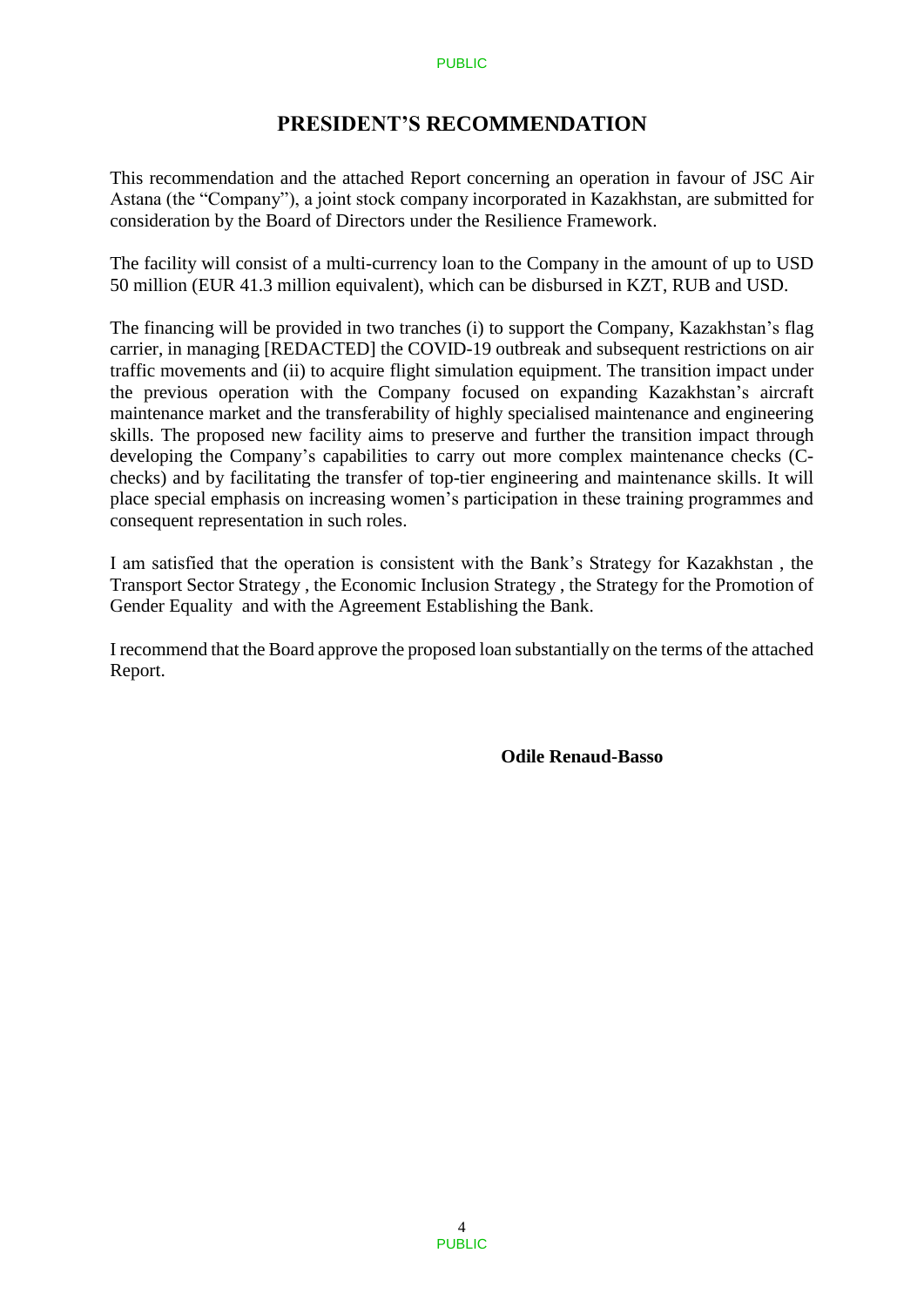# PRESIDENT'S RECOMMENDATION

This recommendation and the attached Report concerning an operation in favour of JSC Air Astana (the "Company"), a joint stock company incorporated in Kazakhstan, are submitted for consideration by the Board of Directors under the Resilience Framework.

The facility will consist of a multi-currency loan to the Company in the amount of up to USD 50 million (EUR 41.3 million equivalent), which can be disbursed in KZT, RUB and USD.

The financing will be provided in two tranches (i) to support the Company, Kazakhstan's flag carrier, in managing [REDACTED] the COVID-19 outbreak and subsequent restrictions on air traffic movements and (ii) to acquire flight simulation equipment. The transition impact under the previous operation with the Company focused on expanding Kazakhstan's aircraft maintenance market and the transferability of highly specialised maintenance and engineering skills. The proposed new facility aims to preserve and further the transition impact through developing the Company's capabilities to carry out more complex maintenance checks (C-checks) and by facilitating the transfer of top-tier engineering and maintenance skills. It will place special emphasis on increasing women's participation in these training programmes and consequent representation in such roles.

I am satisfied that the operation is consistent with the Bank's Strategy for Kazakhstan , the Transport Sector Strategy , the Economic Inclusion Strategy , the Strategy for the Promotion of Gender Equality and with the Agreement Establishing the Bank.

I recommend that the Board approve the proposed loan substantially on the terms of the attached Report.

**Odile Renaud-Basso**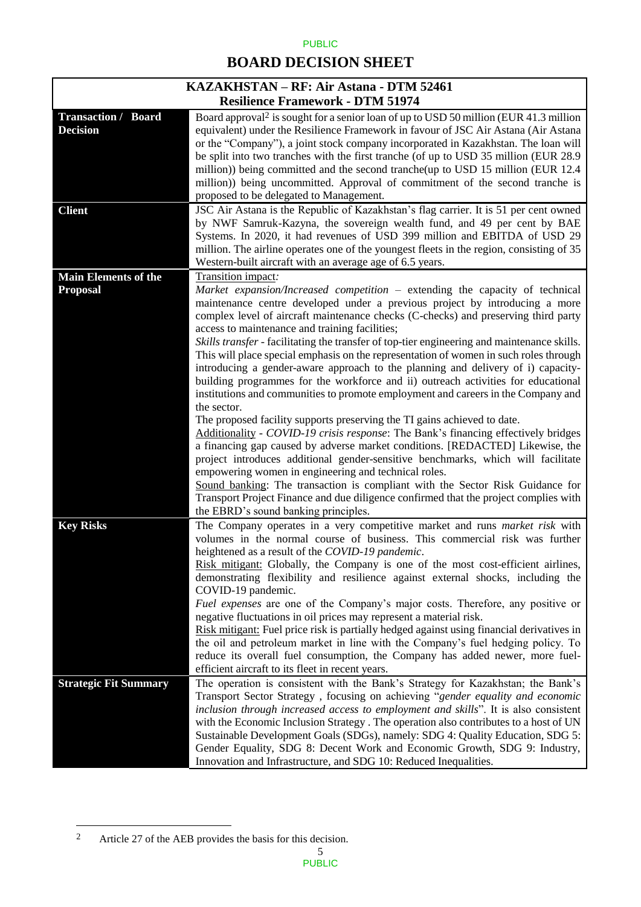# BOARD DECISION SHEET

| KAZAKHSTAN – RF: Air Astana - DTM 52461<br>Resilience Framework - DTM 51974 | |
|---|---|
| **Transaction / Board Decision** | Board approval[2] is sought for a senior loan of up to USD 50 million (EUR 41.3 million equivalent) under the Resilience Framework in favour of JSC Air Astana (Air Astana or the "Company"), a joint stock company incorporated in Kazakhstan. The loan will be split into two tranches with the first tranche (of up to USD 35 million (EUR 28.9 million)) being committed and the second tranche(up to USD 15 million (EUR 12.4 million)) being uncommitted. Approval of commitment of the second tranche is proposed to be delegated to Management. |
| **Client** | JSC Air Astana is the Republic of Kazakhstan's flag carrier. It is 51 per cent owned by NWF Samruk-Kazyna, the sovereign wealth fund, and 49 per cent by BAE Systems. In 2020, it had revenues of USD 399 million and EBITDA of USD 29 million. The airline operates one of the youngest fleets in the region, consisting of 35 Western-built aircraft with an average age of 6.5 years. |
| **Main Elements of the Proposal** | Transition impact:<br>*Market expansion/Increased competition* – extending the capacity of technical maintenance centre developed under a previous project by introducing a more complex level of aircraft maintenance checks (C-checks) and preserving third party access to maintenance and training facilities;<br>*Skills transfer* - facilitating the transfer of top-tier engineering and maintenance skills. This will place special emphasis on the representation of women in such roles through introducing a gender-aware approach to the planning and delivery of i) capacity-building programmes for the workforce and ii) outreach activities for educational institutions and communities to promote employment and careers in the Company and the sector.<br>The proposed facility supports preserving the TI gains achieved to date.<br>Additionality - *COVID-19 crisis response*: The Bank's financing effectively bridges a financing gap caused by adverse market conditions. [REDACTED] Likewise, the project introduces additional gender-sensitive benchmarks, which will facilitate empowering women in engineering and technical roles.<br>Sound banking: The transaction is compliant with the Sector Risk Guidance for Transport Project Finance and due diligence confirmed that the project complies with the EBRD's sound banking principles. |
| **Key Risks** | The Company operates in a very competitive market and runs *market risk* with volumes in the normal course of business. This commercial risk was further heightened as a result of the *COVID-19 pandemic*.<br>Risk mitigant: Globally, the Company is one of the most cost-efficient airlines, demonstrating flexibility and resilience against external shocks, including the COVID-19 pandemic.<br>*Fuel expenses* are one of the Company's major costs. Therefore, any positive or negative fluctuations in oil prices may represent a material risk.<br>Risk mitigant: Fuel price risk is partially hedged against using financial derivatives in the oil and petroleum market in line with the Company's fuel hedging policy. To reduce its overall fuel consumption, the Company has added newer, more fuel-efficient aircraft to its fleet in recent years. |
| **Strategic Fit Summary** | The operation is consistent with the Bank's Strategy for Kazakhstan; the Bank's Transport Sector Strategy , focusing on achieving "*gender equality and economic inclusion through increased access to employment and skills*". It is also consistent with the Economic Inclusion Strategy . The operation also contributes to a host of UN Sustainable Development Goals (SDGs), namely: SDG 4: Quality Education, SDG 5: Gender Equality, SDG 8: Decent Work and Economic Growth, SDG 9: Industry, Innovation and Infrastructure, and SDG 10: Reduced Inequalities. |

[2] Article 27 of the AEB provides the basis for this decision.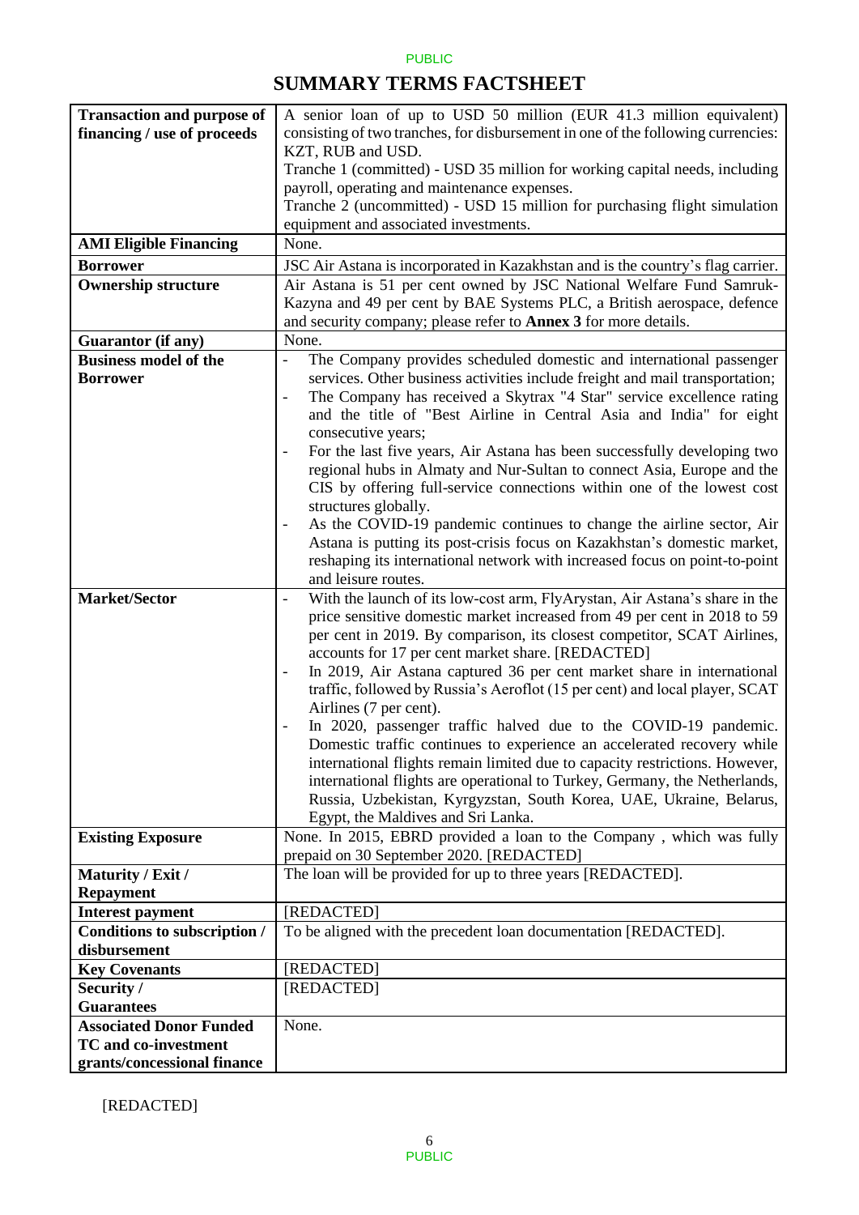## SUMMARY TERMS FACTSHEET

| | |
|---|---|
| **Transaction and purpose of financing / use of proceeds** | A senior loan of up to USD 50 million (EUR 41.3 million equivalent) consisting of two tranches, for disbursement in one of the following currencies: KZT, RUB and USD.<br>Tranche 1 (committed) - USD 35 million for working capital needs, including payroll, operating and maintenance expenses.<br>Tranche 2 (uncommitted) - USD 15 million for purchasing flight simulation equipment and associated investments. |
| **AMI Eligible Financing** | None. |
| **Borrower** | JSC Air Astana is incorporated in Kazakhstan and is the country's flag carrier. |
| **Ownership structure** | Air Astana is 51 per cent owned by JSC National Welfare Fund Samruk-Kazyna and 49 per cent by BAE Systems PLC, a British aerospace, defence and security company; please refer to **Annex 3** for more details. |
| **Guarantor (if any)** | None. |
| **Business model of the Borrower** | - The Company provides scheduled domestic and international passenger services. Other business activities include freight and mail transportation;<br>- The Company has received a Skytrax "4 Star" service excellence rating and the title of "Best Airline in Central Asia and India" for eight consecutive years;<br>- For the last five years, Air Astana has been successfully developing two regional hubs in Almaty and Nur-Sultan to connect Asia, Europe and the CIS by offering full-service connections within one of the lowest cost structures globally.<br>- As the COVID-19 pandemic continues to change the airline sector, Air Astana is putting its post-crisis focus on Kazakhstan's domestic market, reshaping its international network with increased focus on point-to-point and leisure routes. |
| **Market/Sector** | - With the launch of its low-cost arm, FlyArystan, Air Astana's share in the price sensitive domestic market increased from 49 per cent in 2018 to 59 per cent in 2019. By comparison, its closest competitor, SCAT Airlines, accounts for 17 per cent market share. [REDACTED]<br>- In 2019, Air Astana captured 36 per cent market share in international traffic, followed by Russia's Aeroflot (15 per cent) and local player, SCAT Airlines (7 per cent).<br>- In 2020, passenger traffic halved due to the COVID-19 pandemic. Domestic traffic continues to experience an accelerated recovery while international flights remain limited due to capacity restrictions. However, international flights are operational to Turkey, Germany, the Netherlands, Russia, Uzbekistan, Kyrgyzstan, South Korea, UAE, Ukraine, Belarus, Egypt, the Maldives and Sri Lanka. |
| **Existing Exposure** | None. In 2015, EBRD provided a loan to the Company , which was fully prepaid on 30 September 2020. [REDACTED] |
| **Maturity / Exit / Repayment** | The loan will be provided for up to three years [REDACTED]. |
| **Interest payment** | [REDACTED] |
| **Conditions to subscription / disbursement** | To be aligned with the precedent loan documentation [REDACTED]. |
| **Key Covenants** | [REDACTED] |
| **Security / Guarantees** | [REDACTED] |
| **Associated Donor Funded TC and co-investment grants/concessional finance** | None. |

[REDACTED]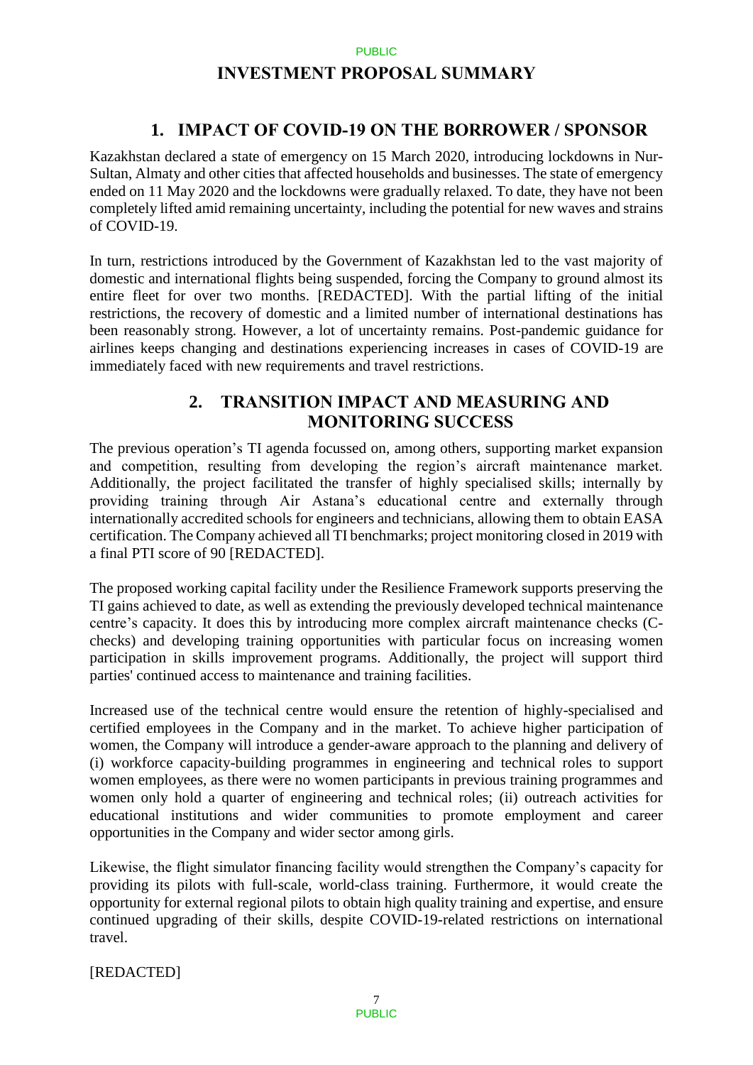# INVESTMENT PROPOSAL SUMMARY

## 1. IMPACT OF COVID-19 ON THE BORROWER / SPONSOR

Kazakhstan declared a state of emergency on 15 March 2020, introducing lockdowns in Nur-Sultan, Almaty and other cities that affected households and businesses. The state of emergency ended on 11 May 2020 and the lockdowns were gradually relaxed. To date, they have not been completely lifted amid remaining uncertainty, including the potential for new waves and strains of COVID-19.

In turn, restrictions introduced by the Government of Kazakhstan led to the vast majority of domestic and international flights being suspended, forcing the Company to ground almost its entire fleet for over two months. [REDACTED]. With the partial lifting of the initial restrictions, the recovery of domestic and a limited number of international destinations has been reasonably strong. However, a lot of uncertainty remains. Post-pandemic guidance for airlines keeps changing and destinations experiencing increases in cases of COVID-19 are immediately faced with new requirements and travel restrictions.

## 2. TRANSITION IMPACT AND MEASURING AND MONITORING SUCCESS

The previous operation's TI agenda focussed on, among others, supporting market expansion and competition, resulting from developing the region's aircraft maintenance market. Additionally, the project facilitated the transfer of highly specialised skills; internally by providing training through Air Astana's educational centre and externally through internationally accredited schools for engineers and technicians, allowing them to obtain EASA certification. The Company achieved all TI benchmarks; project monitoring closed in 2019 with a final PTI score of 90 [REDACTED].

The proposed working capital facility under the Resilience Framework supports preserving the TI gains achieved to date, as well as extending the previously developed technical maintenance centre's capacity. It does this by introducing more complex aircraft maintenance checks (C-checks) and developing training opportunities with particular focus on increasing women participation in skills improvement programs. Additionally, the project will support third parties' continued access to maintenance and training facilities.

Increased use of the technical centre would ensure the retention of highly-specialised and certified employees in the Company and in the market. To achieve higher participation of women, the Company will introduce a gender-aware approach to the planning and delivery of (i) workforce capacity-building programmes in engineering and technical roles to support women employees, as there were no women participants in previous training programmes and women only hold a quarter of engineering and technical roles; (ii) outreach activities for educational institutions and wider communities to promote employment and career opportunities in the Company and wider sector among girls.

Likewise, the flight simulator financing facility would strengthen the Company's capacity for providing its pilots with full-scale, world-class training. Furthermore, it would create the opportunity for external regional pilots to obtain high quality training and expertise, and ensure continued upgrading of their skills, despite COVID-19-related restrictions on international travel.

[REDACTED]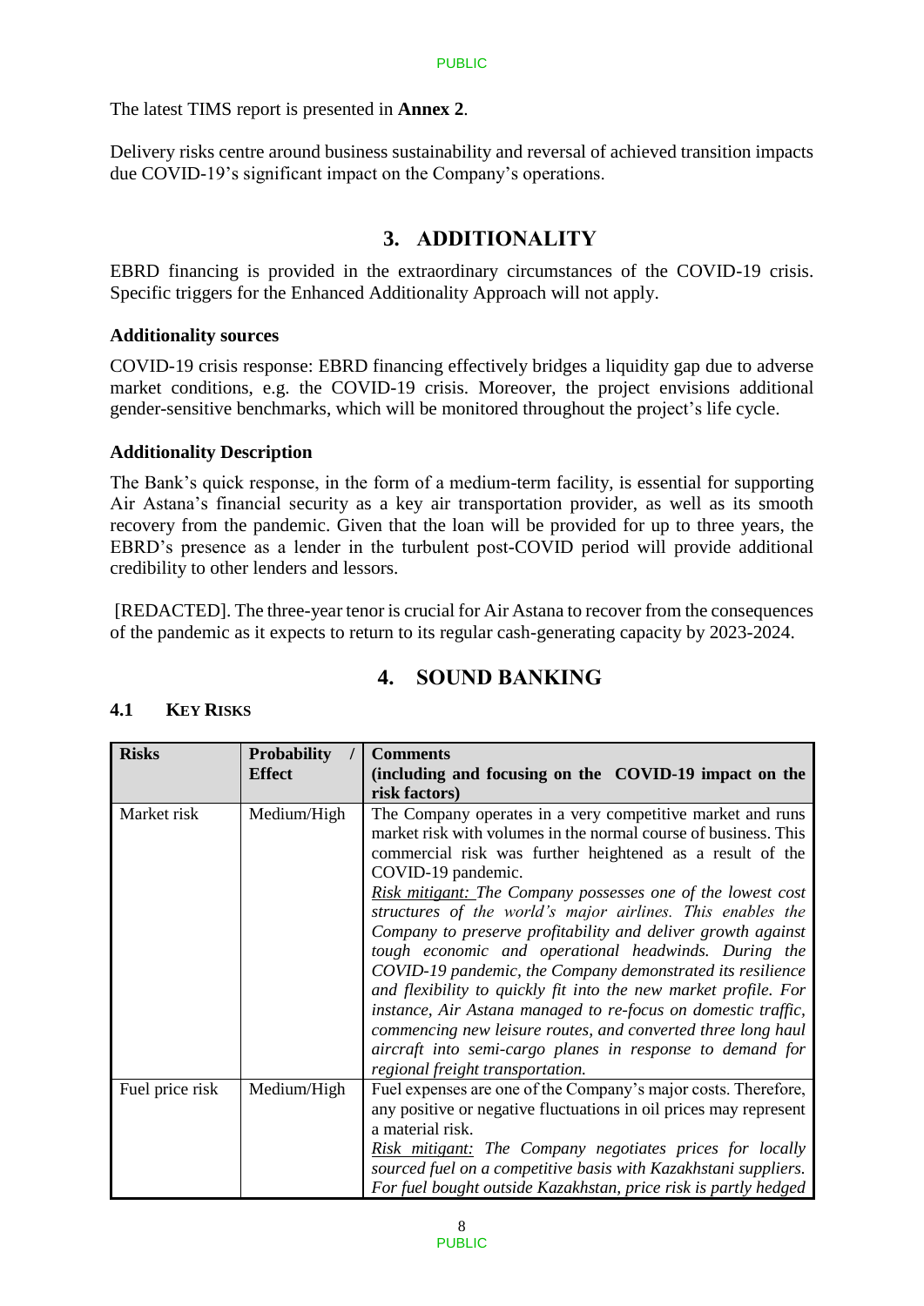The latest TIMS report is presented in **Annex 2**.

Delivery risks centre around business sustainability and reversal of achieved transition impacts due COVID-19's significant impact on the Company's operations.

# 3. ADDITIONALITY

EBRD financing is provided in the extraordinary circumstances of the COVID-19 crisis. Specific triggers for the Enhanced Additionality Approach will not apply.

### Additionality sources

COVID-19 crisis response: EBRD financing effectively bridges a liquidity gap due to adverse market conditions, e.g. the COVID-19 crisis. Moreover, the project envisions additional gender-sensitive benchmarks, which will be monitored throughout the project's life cycle.

### Additionality Description

The Bank's quick response, in the form of a medium-term facility, is essential for supporting Air Astana's financial security as a key air transportation provider, as well as its smooth recovery from the pandemic. Given that the loan will be provided for up to three years, the EBRD's presence as a lender in the turbulent post-COVID period will provide additional credibility to other lenders and lessors.

[REDACTED]. The three-year tenor is crucial for Air Astana to recover from the consequences of the pandemic as it expects to return to its regular cash-generating capacity by 2023-2024.

# 4. SOUND BANKING

## 4.1 KEY RISKS

| Risks | Probability / Effect | Comments (including and focusing on the COVID-19 impact on the risk factors) |
|---|---|---|
| Market risk | Medium/High | The Company operates in a very competitive market and runs market risk with volumes in the normal course of business. This commercial risk was further heightened as a result of the COVID-19 pandemic. *Risk mitigant: The Company possesses one of the lowest cost structures of the world's major airlines. This enables the Company to preserve profitability and deliver growth against tough economic and operational headwinds. During the COVID-19 pandemic, the Company demonstrated its resilience and flexibility to quickly fit into the new market profile. For instance, Air Astana managed to re-focus on domestic traffic, commencing new leisure routes, and converted three long haul aircraft into semi-cargo planes in response to demand for regional freight transportation.* |
| Fuel price risk | Medium/High | Fuel expenses are one of the Company's major costs. Therefore, any positive or negative fluctuations in oil prices may represent a material risk. *Risk mitigant: The Company negotiates prices for locally sourced fuel on a competitive basis with Kazakhstani suppliers. For fuel bought outside Kazakhstan, price risk is partly hedged* |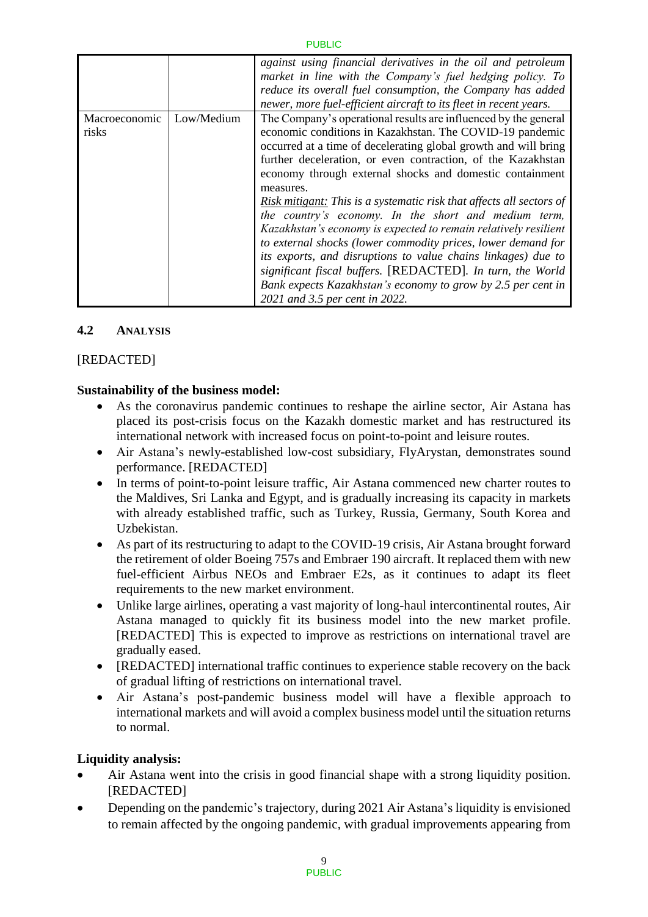|  |  | *against using financial derivatives in the oil and petroleum market in line with the Company's fuel hedging policy. To reduce its overall fuel consumption, the Company has added newer, more fuel-efficient aircraft to its fleet in recent years.* |
|---|---|---|
| Macroeconomic risks | Low/Medium | The Company's operational results are influenced by the general economic conditions in Kazakhstan. The COVID-19 pandemic occurred at a time of decelerating global growth and will bring further deceleration, or even contraction, of the Kazakhstan economy through external shocks and domestic containment measures.<br>*Risk mitigant: This is a systematic risk that affects all sectors of the country's economy. In the short and medium term, Kazakhstan's economy is expected to remain relatively resilient to external shocks (lower commodity prices, lower demand for its exports, and disruptions to value chains linkages) due to significant fiscal buffers.* [REDACTED]. *In turn, the World Bank expects Kazakhstan's economy to grow by 2.5 per cent in 2021 and 3.5 per cent in 2022.* |

### 4.2 ANALYSIS

[REDACTED]

**Sustainability of the business model:**

- As the coronavirus pandemic continues to reshape the airline sector, Air Astana has placed its post-crisis focus on the Kazakh domestic market and has restructured its international network with increased focus on point-to-point and leisure routes.
- Air Astana's newly-established low-cost subsidiary, FlyArystan, demonstrates sound performance. [REDACTED]
- In terms of point-to-point leisure traffic, Air Astana commenced new charter routes to the Maldives, Sri Lanka and Egypt, and is gradually increasing its capacity in markets with already established traffic, such as Turkey, Russia, Germany, South Korea and Uzbekistan.
- As part of its restructuring to adapt to the COVID-19 crisis, Air Astana brought forward the retirement of older Boeing 757s and Embraer 190 aircraft. It replaced them with new fuel-efficient Airbus NEOs and Embraer E2s, as it continues to adapt its fleet requirements to the new market environment.
- Unlike large airlines, operating a vast majority of long-haul intercontinental routes, Air Astana managed to quickly fit its business model into the new market profile. [REDACTED] This is expected to improve as restrictions on international travel are gradually eased.
- [REDACTED] international traffic continues to experience stable recovery on the back of gradual lifting of restrictions on international travel.
- Air Astana's post-pandemic business model will have a flexible approach to international markets and will avoid a complex business model until the situation returns to normal.

**Liquidity analysis:**

- Air Astana went into the crisis in good financial shape with a strong liquidity position. [REDACTED]
- Depending on the pandemic's trajectory, during 2021 Air Astana's liquidity is envisioned to remain affected by the ongoing pandemic, with gradual improvements appearing from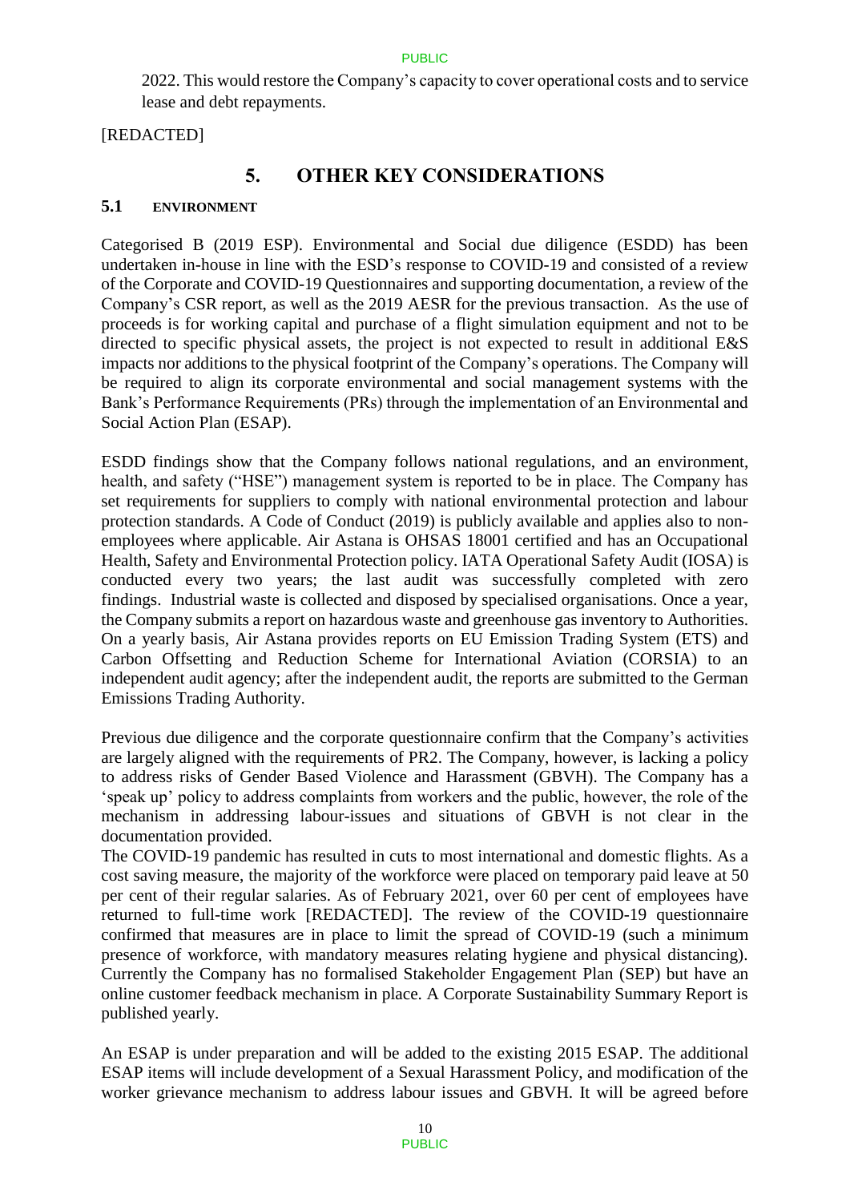2022. This would restore the Company's capacity to cover operational costs and to service lease and debt repayments.

[REDACTED]

## 5. OTHER KEY CONSIDERATIONS

### 5.1 ENVIRONMENT

Categorised B (2019 ESP). Environmental and Social due diligence (ESDD) has been undertaken in-house in line with the ESD's response to COVID-19 and consisted of a review of the Corporate and COVID-19 Questionnaires and supporting documentation, a review of the Company's CSR report, as well as the 2019 AESR for the previous transaction. As the use of proceeds is for working capital and purchase of a flight simulation equipment and not to be directed to specific physical assets, the project is not expected to result in additional E&S impacts nor additions to the physical footprint of the Company's operations. The Company will be required to align its corporate environmental and social management systems with the Bank's Performance Requirements (PRs) through the implementation of an Environmental and Social Action Plan (ESAP).

ESDD findings show that the Company follows national regulations, and an environment, health, and safety ("HSE") management system is reported to be in place. The Company has set requirements for suppliers to comply with national environmental protection and labour protection standards. A Code of Conduct (2019) is publicly available and applies also to non-employees where applicable. Air Astana is OHSAS 18001 certified and has an Occupational Health, Safety and Environmental Protection policy. IATA Operational Safety Audit (IOSA) is conducted every two years; the last audit was successfully completed with zero findings. Industrial waste is collected and disposed by specialised organisations. Once a year, the Company submits a report on hazardous waste and greenhouse gas inventory to Authorities. On a yearly basis, Air Astana provides reports on EU Emission Trading System (ETS) and Carbon Offsetting and Reduction Scheme for International Aviation (CORSIA) to an independent audit agency; after the independent audit, the reports are submitted to the German Emissions Trading Authority.

Previous due diligence and the corporate questionnaire confirm that the Company's activities are largely aligned with the requirements of PR2. The Company, however, is lacking a policy to address risks of Gender Based Violence and Harassment (GBVH). The Company has a 'speak up' policy to address complaints from workers and the public, however, the role of the mechanism in addressing labour-issues and situations of GBVH is not clear in the documentation provided.

The COVID-19 pandemic has resulted in cuts to most international and domestic flights. As a cost saving measure, the majority of the workforce were placed on temporary paid leave at 50 per cent of their regular salaries. As of February 2021, over 60 per cent of employees have returned to full-time work [REDACTED]. The review of the COVID-19 questionnaire confirmed that measures are in place to limit the spread of COVID-19 (such a minimum presence of workforce, with mandatory measures relating hygiene and physical distancing). Currently the Company has no formalised Stakeholder Engagement Plan (SEP) but have an online customer feedback mechanism in place. A Corporate Sustainability Summary Report is published yearly.

An ESAP is under preparation and will be added to the existing 2015 ESAP. The additional ESAP items will include development of a Sexual Harassment Policy, and modification of the worker grievance mechanism to address labour issues and GBVH. It will be agreed before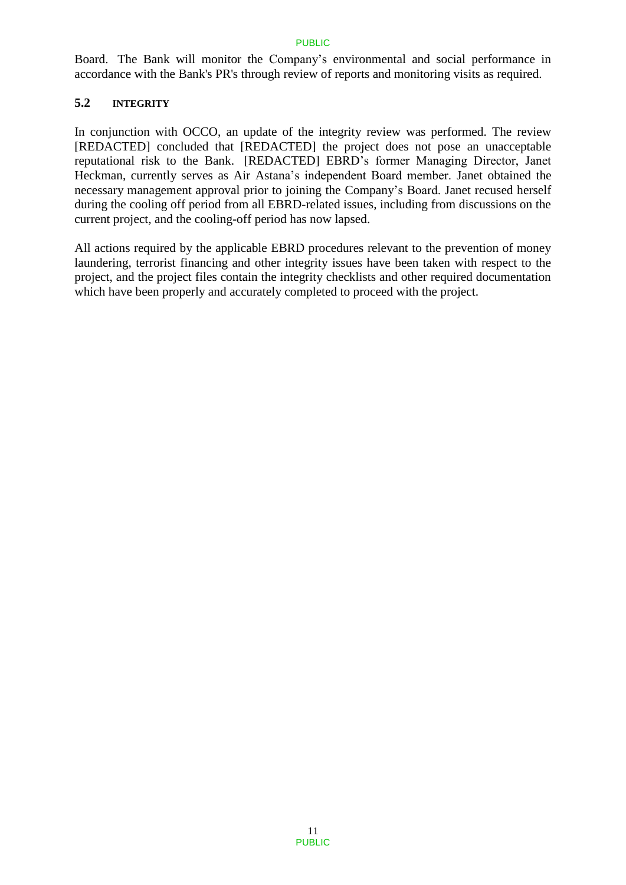Board. The Bank will monitor the Company's environmental and social performance in accordance with the Bank's PR's through review of reports and monitoring visits as required.

### 5.2 INTEGRITY

In conjunction with OCCO, an update of the integrity review was performed. The review [REDACTED] concluded that [REDACTED] the project does not pose an unacceptable reputational risk to the Bank. [REDACTED] EBRD's former Managing Director, Janet Heckman, currently serves as Air Astana's independent Board member. Janet obtained the necessary management approval prior to joining the Company's Board. Janet recused herself during the cooling off period from all EBRD-related issues, including from discussions on the current project, and the cooling-off period has now lapsed.

All actions required by the applicable EBRD procedures relevant to the prevention of money laundering, terrorist financing and other integrity issues have been taken with respect to the project, and the project files contain the integrity checklists and other required documentation which have been properly and accurately completed to proceed with the project.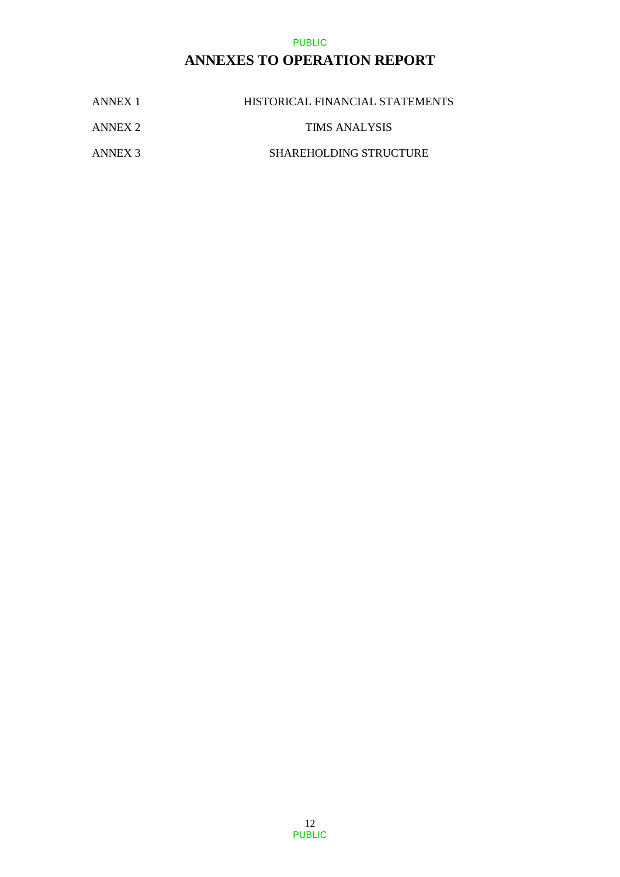# ANNEXES TO OPERATION REPORT

| | |
|---|---|
| ANNEX 1 | HISTORICAL FINANCIAL STATEMENTS |
| ANNEX 2 | TIMS ANALYSIS |
| ANNEX 3 | SHAREHOLDING STRUCTURE |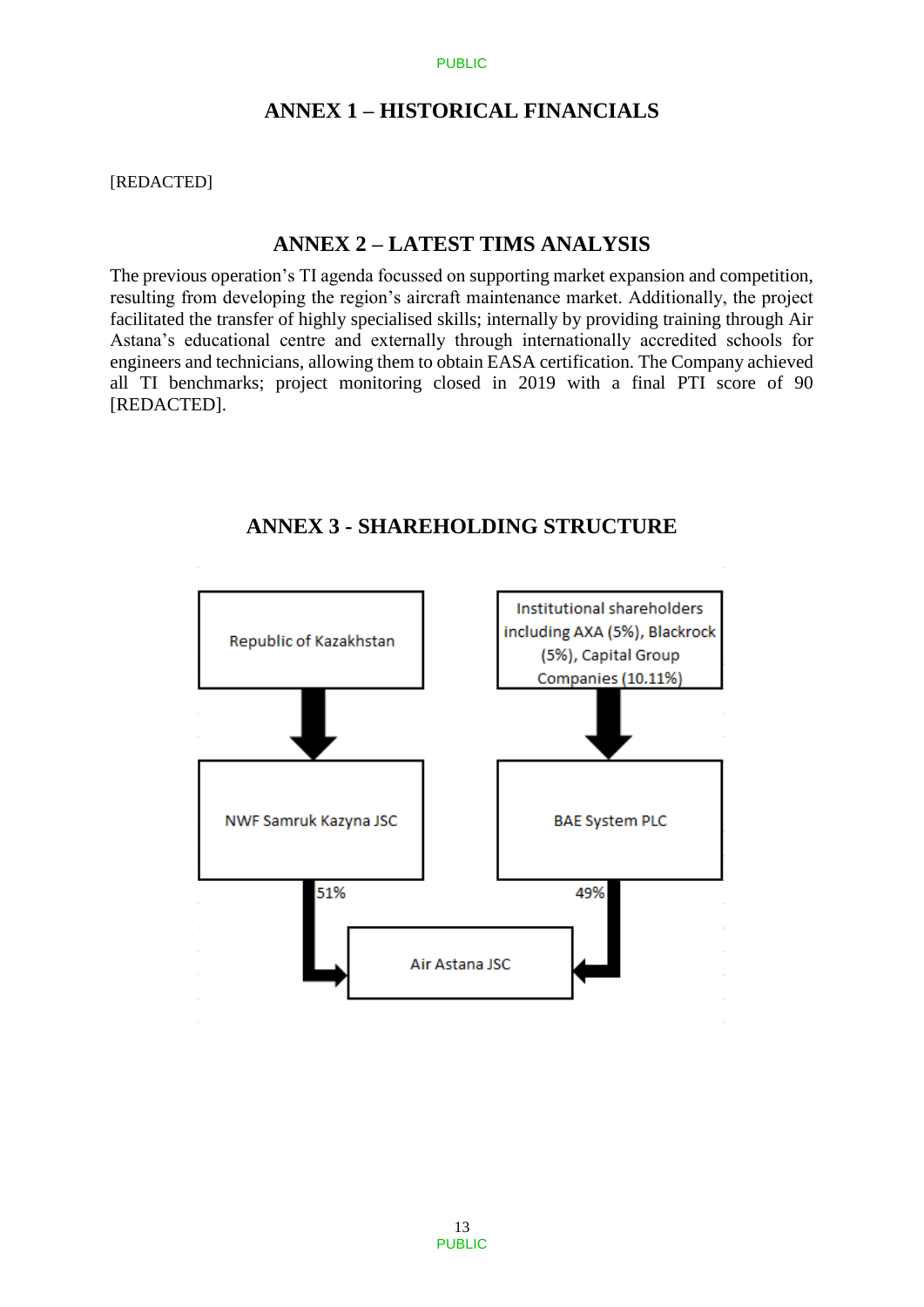## ANNEX 1 – HISTORICAL FINANCIALS

[REDACTED]

## ANNEX 2 – LATEST TIMS ANALYSIS

The previous operation's TI agenda focussed on supporting market expansion and competition, resulting from developing the region's aircraft maintenance market. Additionally, the project facilitated the transfer of highly specialised skills; internally by providing training through Air Astana's educational centre and externally through internationally accredited schools for engineers and technicians, allowing them to obtain EASA certification. The Company achieved all TI benchmarks; project monitoring closed in 2019 with a final PTI score of 90 [REDACTED].

## ANNEX 3 - SHAREHOLDING STRUCTURE

Republic of Kazakhstan

Institutional shareholders including AXA (5%), Blackrock (5%), Capital Group Companies (10.11%)

NWF Samruk Kazyna JSC

BAE System PLC

51%

49%

Air Astana JSC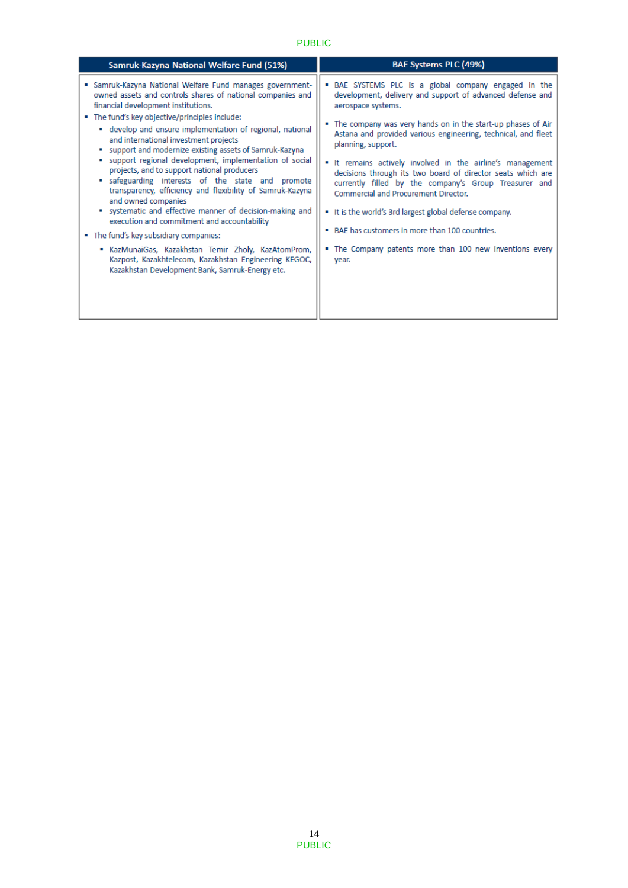| Samruk-Kazyna National Welfare Fund (51%) | BAE Systems PLC (49%) |
|---|---|
| ▪ Samruk-Kazyna National Welfare Fund manages government-owned assets and controls shares of national companies and financial development institutions.<br>▪ The fund's key objective/principles include:<br>&nbsp;&nbsp;▪ develop and ensure implementation of regional, national and international investment projects<br>&nbsp;&nbsp;▪ support and modernize existing assets of Samruk-Kazyna<br>&nbsp;&nbsp;▪ support regional development, implementation of social projects, and to support national producers<br>&nbsp;&nbsp;▪ safeguarding interests of the state and promote transparency, efficiency and flexibility of Samruk-Kazyna and owned companies<br>&nbsp;&nbsp;▪ systematic and effective manner of decision-making and execution and commitment and accountability<br>▪ The fund's key subsidiary companies:<br>&nbsp;&nbsp;▪ KazMunaiGas, Kazakhstan Temir Zholy, KazAtomProm, Kazpost, Kazakhtelecom, Kazakhstan Engineering KEGOC, Kazakhstan Development Bank, Samruk-Energy etc. | ▪ BAE SYSTEMS PLC is a global company engaged in the development, delivery and support of advanced defense and aerospace systems.<br>▪ The company was very hands on in the start-up phases of Air Astana and provided various engineering, technical, and fleet planning, support.<br>▪ It remains actively involved in the airline's management decisions through its two board of director seats which are currently filled by the company's Group Treasurer and Commercial and Procurement Director.<br>▪ It is the world's 3rd largest global defense company.<br>▪ BAE has customers in more than 100 countries.<br>▪ The Company patents more than 100 new inventions every year. |